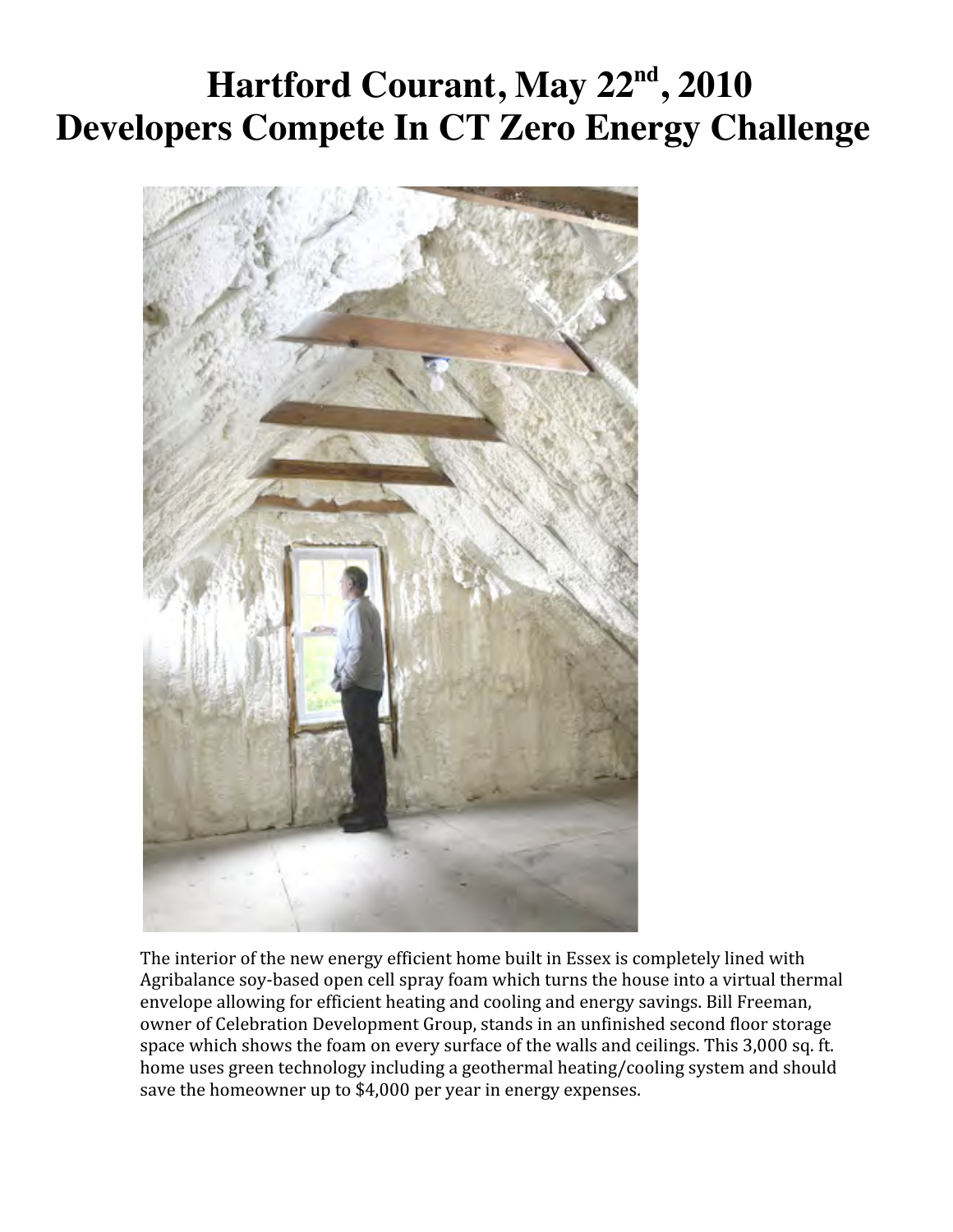# Hartford Courant, May 22nd, 2010
# Developers Compete In CT Zero Energy Challenge

The interior of the new energy efficient home built in Essex is completely lined with Agribalance soy-based open cell spray foam which turns the house into a virtual thermal envelope allowing for efficient heating and cooling and energy savings. Bill Freeman, owner of Celebration Development Group, stands in an unfinished second floor storage space which shows the foam on every surface of the walls and ceilings. This 3,000 sq. ft. home uses green technology including a geothermal heating/cooling system and should save the homeowner up to $4,000 per year in energy expenses.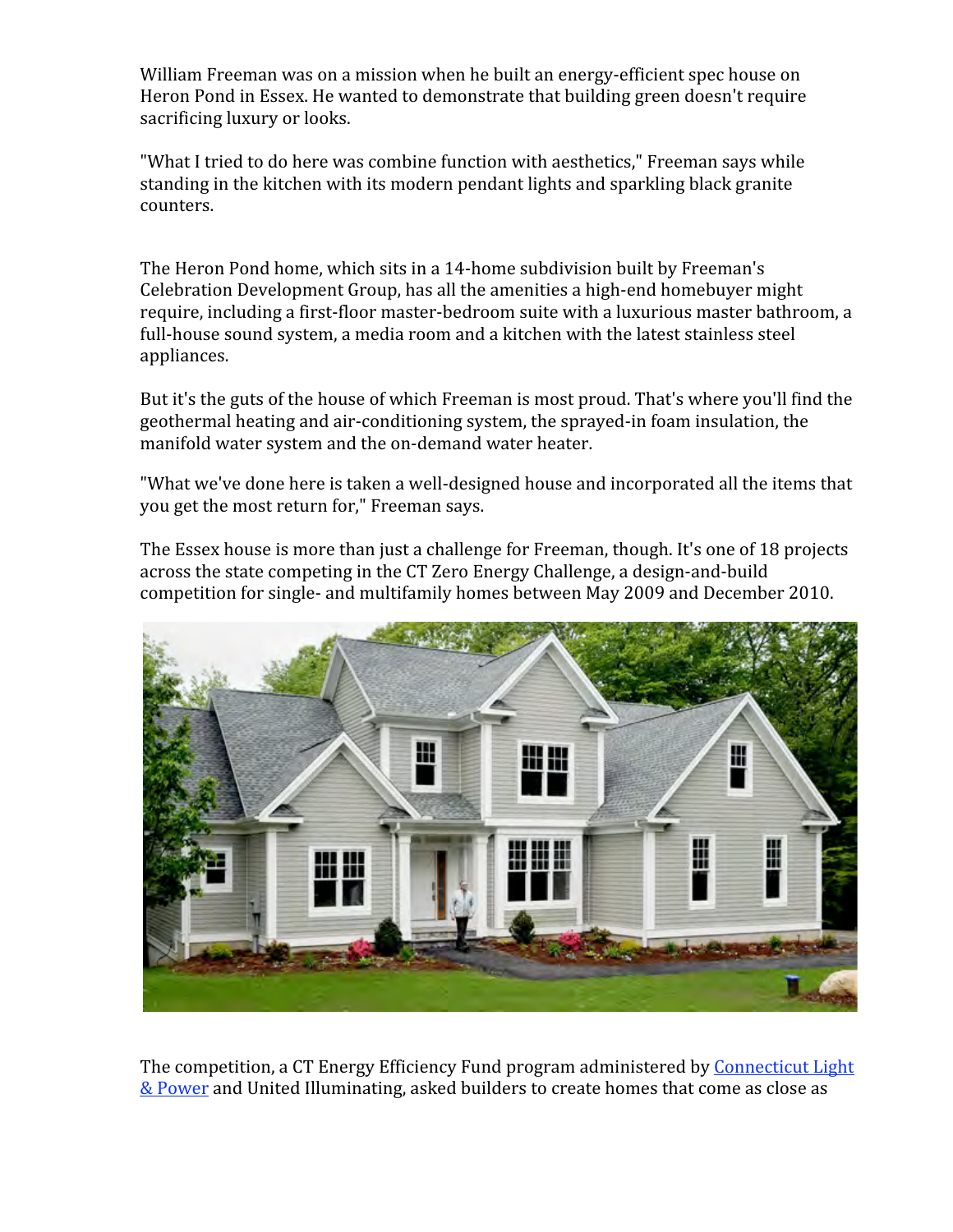William Freeman was on a mission when he built an energy-efficient spec house on Heron Pond in Essex. He wanted to demonstrate that building green doesn't require sacrificing luxury or looks.

"What I tried to do here was combine function with aesthetics," Freeman says while standing in the kitchen with its modern pendant lights and sparkling black granite counters.

The Heron Pond home, which sits in a 14-home subdivision built by Freeman's Celebration Development Group, has all the amenities a high-end homebuyer might require, including a first-floor master-bedroom suite with a luxurious master bathroom, a full-house sound system, a media room and a kitchen with the latest stainless steel appliances.

But it's the guts of the house of which Freeman is most proud. That's where you'll find the geothermal heating and air-conditioning system, the sprayed-in foam insulation, the manifold water system and the on-demand water heater.

"What we've done here is taken a well-designed house and incorporated all the items that you get the most return for," Freeman says.

The Essex house is more than just a challenge for Freeman, though. It's one of 18 projects across the state competing in the CT Zero Energy Challenge, a design-and-build competition for single- and multifamily homes between May 2009 and December 2010.

The competition, a CT Energy Efficiency Fund program administered by [Connecticut Light & Power] and United Illuminating, asked builders to create homes that come as close as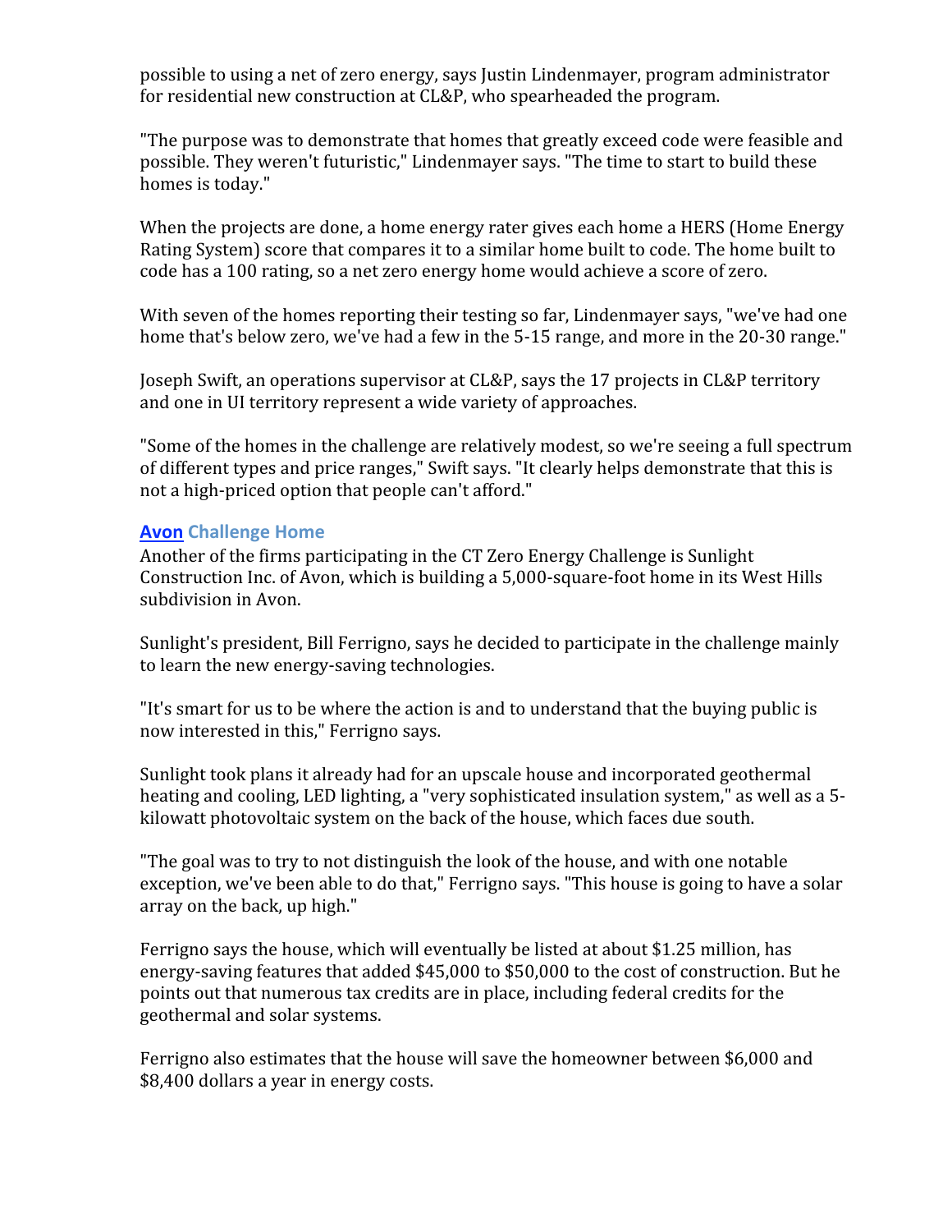possible to using a net of zero energy, says Justin Lindenmayer, program administrator for residential new construction at CL&P, who spearheaded the program.

"The purpose was to demonstrate that homes that greatly exceed code were feasible and possible. They weren't futuristic," Lindenmayer says. "The time to start to build these homes is today."

When the projects are done, a home energy rater gives each home a HERS (Home Energy Rating System) score that compares it to a similar home built to code. The home built to code has a 100 rating, so a net zero energy home would achieve a score of zero.

With seven of the homes reporting their testing so far, Lindenmayer says, "we've had one home that's below zero, we've had a few in the 5-15 range, and more in the 20-30 range."

Joseph Swift, an operations supervisor at CL&P, says the 17 projects in CL&P territory and one in UI territory represent a wide variety of approaches.

"Some of the homes in the challenge are relatively modest, so we're seeing a full spectrum of different types and price ranges," Swift says. "It clearly helps demonstrate that this is not a high-priced option that people can't afford."

### Avon Challenge Home

Another of the firms participating in the CT Zero Energy Challenge is Sunlight Construction Inc. of Avon, which is building a 5,000-square-foot home in its West Hills subdivision in Avon.

Sunlight's president, Bill Ferrigno, says he decided to participate in the challenge mainly to learn the new energy-saving technologies.

"It's smart for us to be where the action is and to understand that the buying public is now interested in this," Ferrigno says.

Sunlight took plans it already had for an upscale house and incorporated geothermal heating and cooling, LED lighting, a "very sophisticated insulation system," as well as a 5-kilowatt photovoltaic system on the back of the house, which faces due south.

"The goal was to try to not distinguish the look of the house, and with one notable exception, we've been able to do that," Ferrigno says. "This house is going to have a solar array on the back, up high."

Ferrigno says the house, which will eventually be listed at about $1.25 million, has energy-saving features that added $45,000 to $50,000 to the cost of construction. But he points out that numerous tax credits are in place, including federal credits for the geothermal and solar systems.

Ferrigno also estimates that the house will save the homeowner between $6,000 and $8,400 dollars a year in energy costs.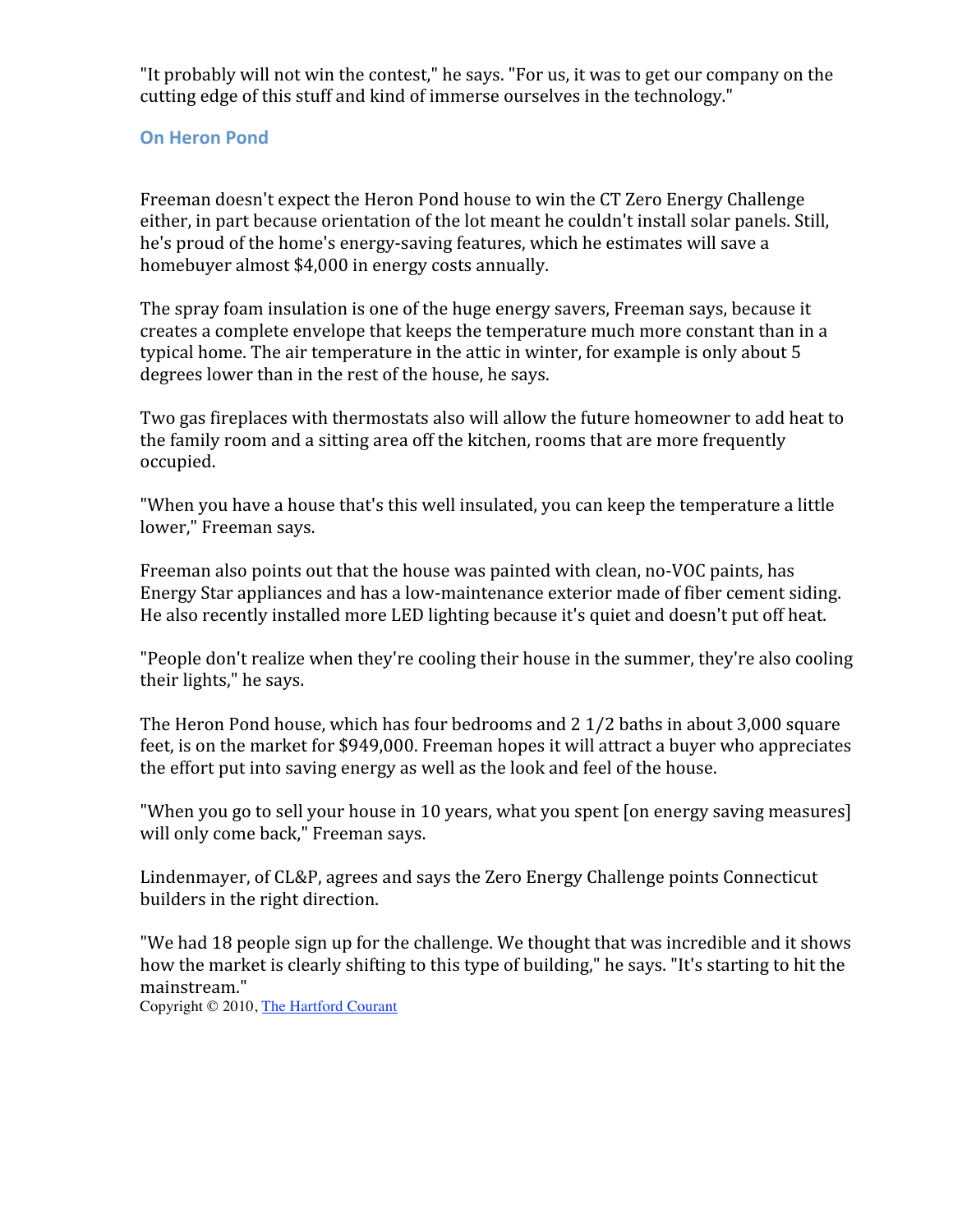"It probably will not win the contest," he says. "For us, it was to get our company on the cutting edge of this stuff and kind of immerse ourselves in the technology."

## On Heron Pond

Freeman doesn't expect the Heron Pond house to win the CT Zero Energy Challenge either, in part because orientation of the lot meant he couldn't install solar panels. Still, he's proud of the home's energy-saving features, which he estimates will save a homebuyer almost $4,000 in energy costs annually.

The spray foam insulation is one of the huge energy savers, Freeman says, because it creates a complete envelope that keeps the temperature much more constant than in a typical home. The air temperature in the attic in winter, for example is only about 5 degrees lower than in the rest of the house, he says.

Two gas fireplaces with thermostats also will allow the future homeowner to add heat to the family room and a sitting area off the kitchen, rooms that are more frequently occupied.

"When you have a house that's this well insulated, you can keep the temperature a little lower," Freeman says.

Freeman also points out that the house was painted with clean, no-VOC paints, has Energy Star appliances and has a low-maintenance exterior made of fiber cement siding. He also recently installed more LED lighting because it's quiet and doesn't put off heat.

"People don't realize when they're cooling their house in the summer, they're also cooling their lights," he says.

The Heron Pond house, which has four bedrooms and 2 1/2 baths in about 3,000 square feet, is on the market for $949,000. Freeman hopes it will attract a buyer who appreciates the effort put into saving energy as well as the look and feel of the house.

"When you go to sell your house in 10 years, what you spent [on energy saving measures] will only come back," Freeman says.

Lindenmayer, of CL&P, agrees and says the Zero Energy Challenge points Connecticut builders in the right direction.

"We had 18 people sign up for the challenge. We thought that was incredible and it shows how the market is clearly shifting to this type of building," he says. "It's starting to hit the mainstream."

Copyright © 2010, The Hartford Courant